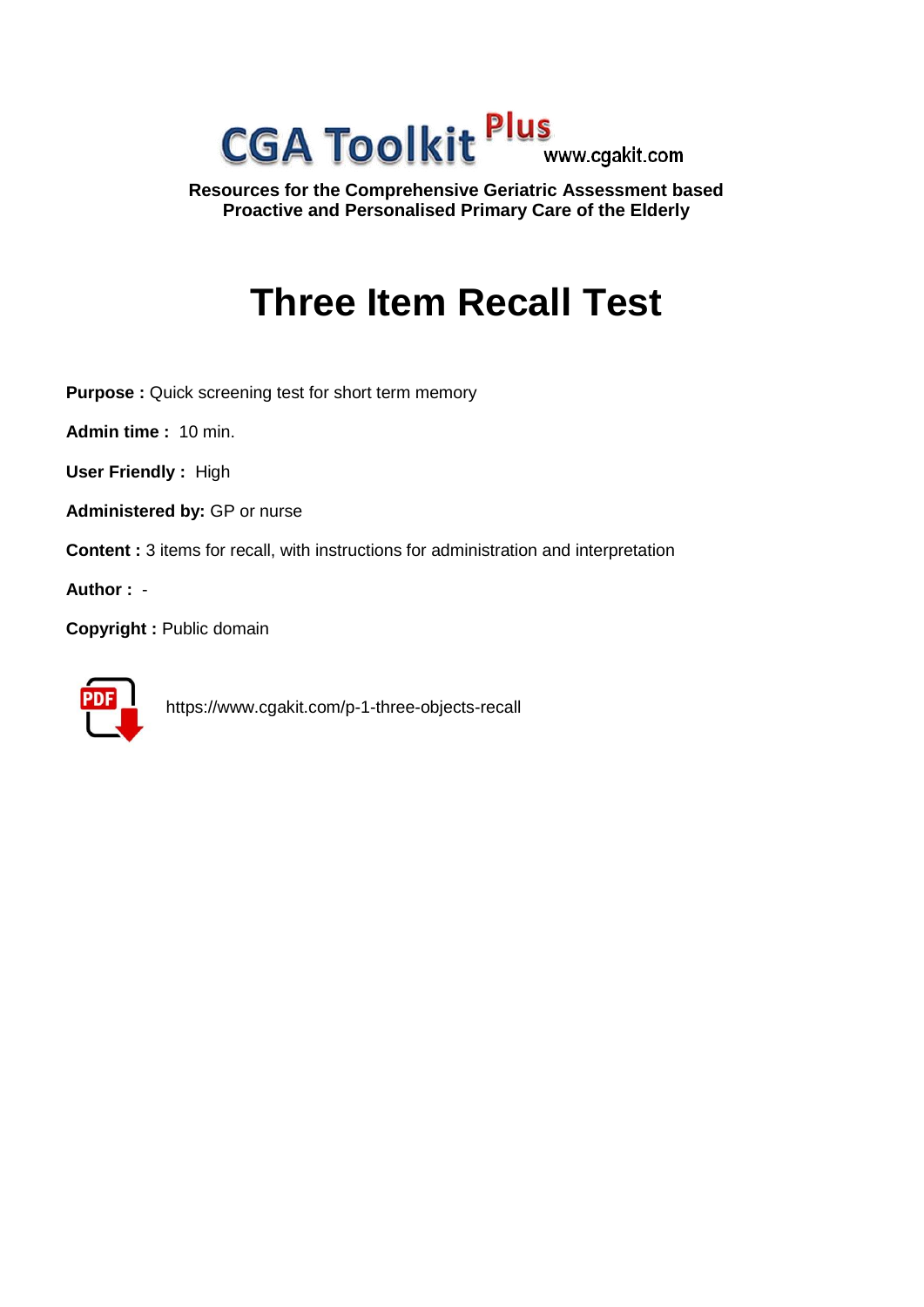CGA Toolkit Plus www.cgakit.com

**Resources for the Comprehensive Geriatric Assessment based Proactive and Personalised Primary Care of the Elderly**

# Three Item Recall Test

**Purpose :** Quick screening test for short term memory

**Admin time :** 10 min.

**User Friendly :** High

**Administered by:** GP or nurse

**Content :** 3 items for recall, with instructions for administration and interpretation

**Author :** -

**Copyright :** Public domain

https://www.cgakit.com/p-1-three-objects-recall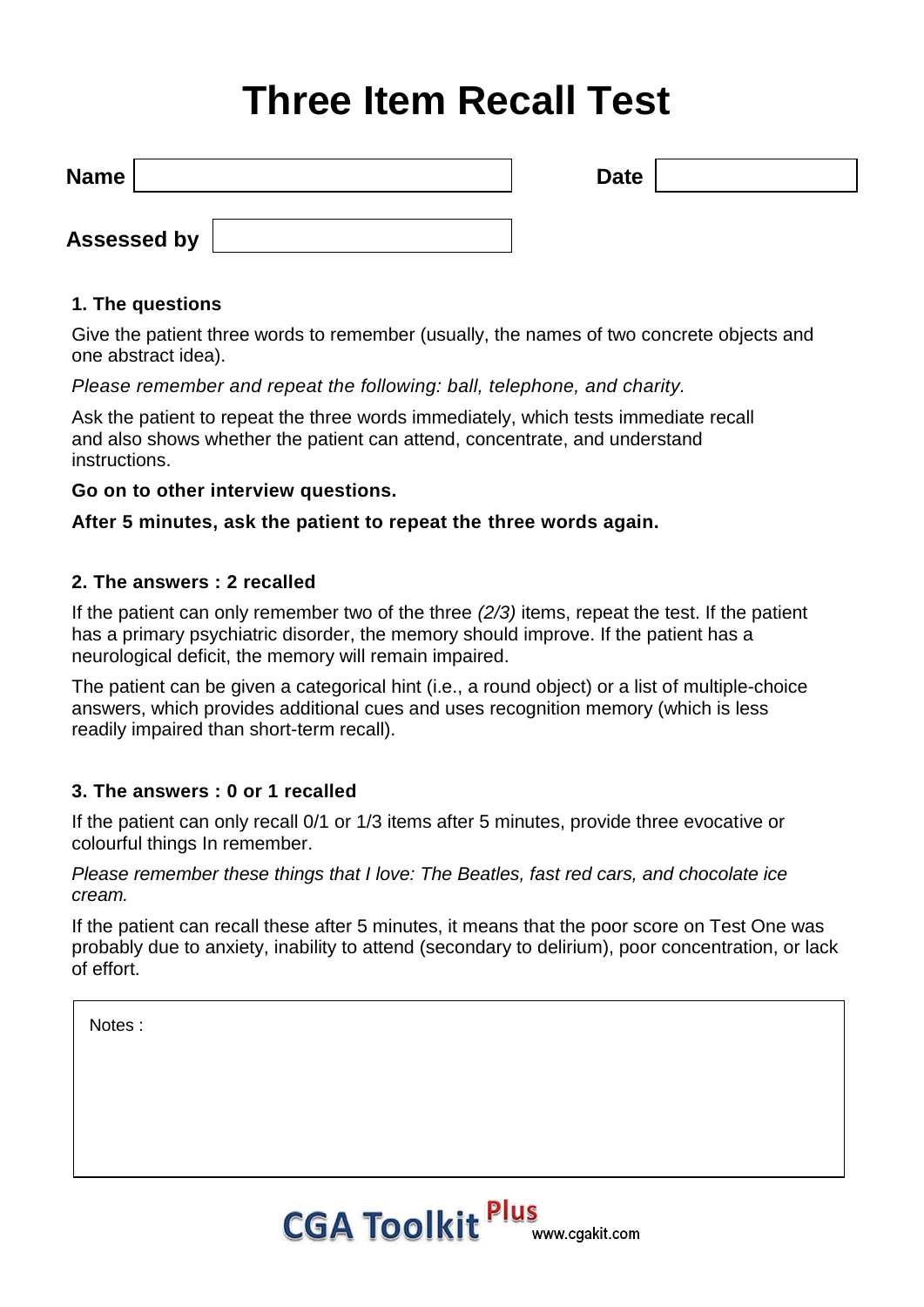# Three Item Recall Test

**Name** 

**Date** 

**Assessed by** 

**1. The questions**

Give the patient three words to remember (usually, the names of two concrete objects and one abstract idea).

*Please remember and repeat the following: ball, telephone, and charity.*

Ask the patient to repeat the three words immediately, which tests immediate recall and also shows whether the patient can attend, concentrate, and understand instructions.

**Go on to other interview questions.**

**After 5 minutes, ask the patient to repeat the three words again.**

**2. The answers : 2 recalled**

If the patient can only remember two of the three *(2/3)* items, repeat the test. If the patient has a primary psychiatric disorder, the memory should improve. If the patient has a neurological deficit, the memory will remain impaired.

The patient can be given a categorical hint (i.e., a round object) or a list of multiple-choice answers, which provides additional cues and uses recognition memory (which is less readily impaired than short-term recall).

**3. The answers : 0 or 1 recalled**

If the patient can only recall 0/1 or 1/3 items after 5 minutes, provide three evocative or colourful things In remember.

*Please remember these things that I love: The Beatles, fast red cars, and chocolate ice cream.*

If the patient can recall these after 5 minutes, it means that the poor score on Test One was probably due to anxiety, inability to attend (secondary to delirium), poor concentration, or lack of effort.

Notes :

CGA Toolkit Plus www.cgakit.com